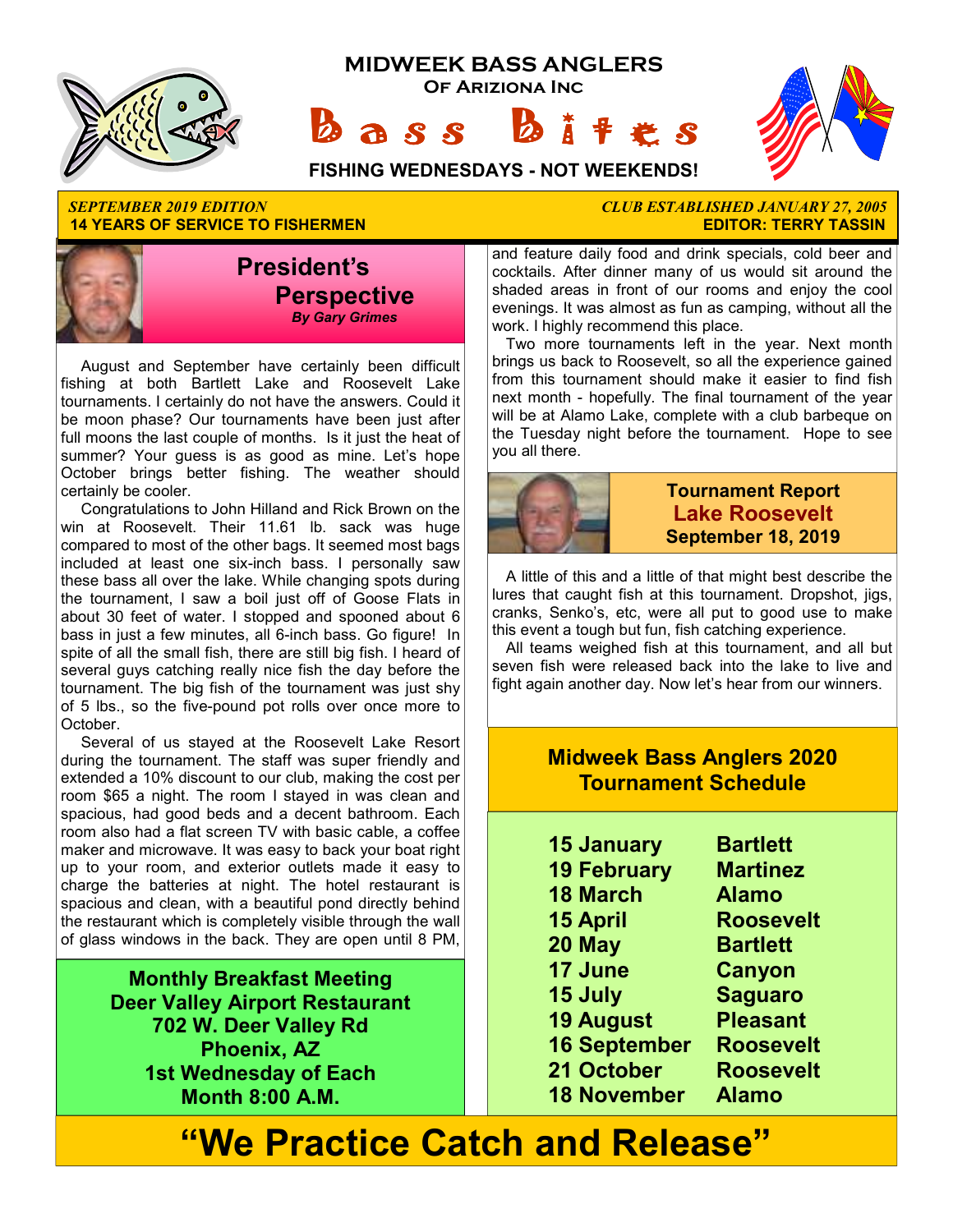# MIDWEEK BASS ANGLERS

## Of Arizona Inc

# Bass Bites

**FISHING WEDNESDAYS - NOT WEEKENDS!**

*SEPTEMBER 2019 EDITION*
**14 YEARS OF SERVICE TO FISHERMEN**

*CLUB ESTABLISHED JANUARY 27, 2005*
**EDITOR: TERRY TASSIN**

## President's Perspective

***By Gary Grimes***

August and September have certainly been difficult fishing at both Bartlett Lake and Roosevelt Lake tournaments. I certainly do not have the answers. Could it be moon phase? Our tournaments have been just after full moons the last couple of months. Is it just the heat of summer? Your guess is as good as mine. Let's hope October brings better fishing. The weather should certainly be cooler.

Congratulations to John Hilland and Rick Brown on the win at Roosevelt. Their 11.61 lb. sack was huge compared to most of the other bags. It seemed most bags included at least one six-inch bass. I personally saw these bass all over the lake. While changing spots during the tournament, I saw a boil just off of Goose Flats in about 30 feet of water. I stopped and spooned about 6 bass in just a few minutes, all 6-inch bass. Go figure! In spite of all the small fish, there are still big fish. I heard of several guys catching really nice fish the day before the tournament. The big fish of the tournament was just shy of 5 lbs., so the five-pound pot rolls over once more to October.

Several of us stayed at the Roosevelt Lake Resort during the tournament. The staff was super friendly and extended a 10% discount to our club, making the cost per room $65 a night. The room I stayed in was clean and spacious, had good beds and a decent bathroom. Each room also had a flat screen TV with basic cable, a coffee maker and microwave. It was easy to back your boat right up to your room, and exterior outlets made it easy to charge the batteries at night. The hotel restaurant is spacious and clean, with a beautiful pond directly behind the restaurant which is completely visible through the wall of glass windows in the back. They are open until 8 PM, and feature daily food and drink specials, cold beer and cocktails. After dinner many of us would sit around the shaded areas in front of our rooms and enjoy the cool evenings. It was almost as fun as camping, without all the work. I highly recommend this place.

Two more tournaments left in the year. Next month brings us back to Roosevelt, so all the experience gained from this tournament should make it easier to find fish next month - hopefully. The final tournament of the year will be at Alamo Lake, complete with a club barbeque on the Tuesday night before the tournament. Hope to see you all there.

**Monthly Breakfast Meeting**
**Deer Valley Airport Restaurant**
**702 W. Deer Valley Rd**
**Phoenix, AZ**
**1st Wednesday of Each Month 8:00 A.M.**

## Tournament Report
### Lake Roosevelt
**September 18, 2019**

A little of this and a little of that might best describe the lures that caught fish at this tournament. Dropshot, jigs, cranks, Senko's, etc, were all put to good use to make this event a tough but fun, fish catching experience.

All teams weighed fish at this tournament, and all but seven fish were released back into the lake to live and fight again another day. Now let's hear from our winners.

## Midweek Bass Anglers 2020 Tournament Schedule

| Date | Lake |
|---|---|
| 15 January | Bartlett |
| 19 February | Martinez |
| 18 March | Alamo |
| 15 April | Roosevelt |
| 20 May | Bartlett |
| 17 June | Canyon |
| 15 July | Saguaro |
| 19 August | Pleasant |
| 16 September | Roosevelt |
| 21 October | Roosevelt |
| 18 November | Alamo |

# "We Practice Catch and Release"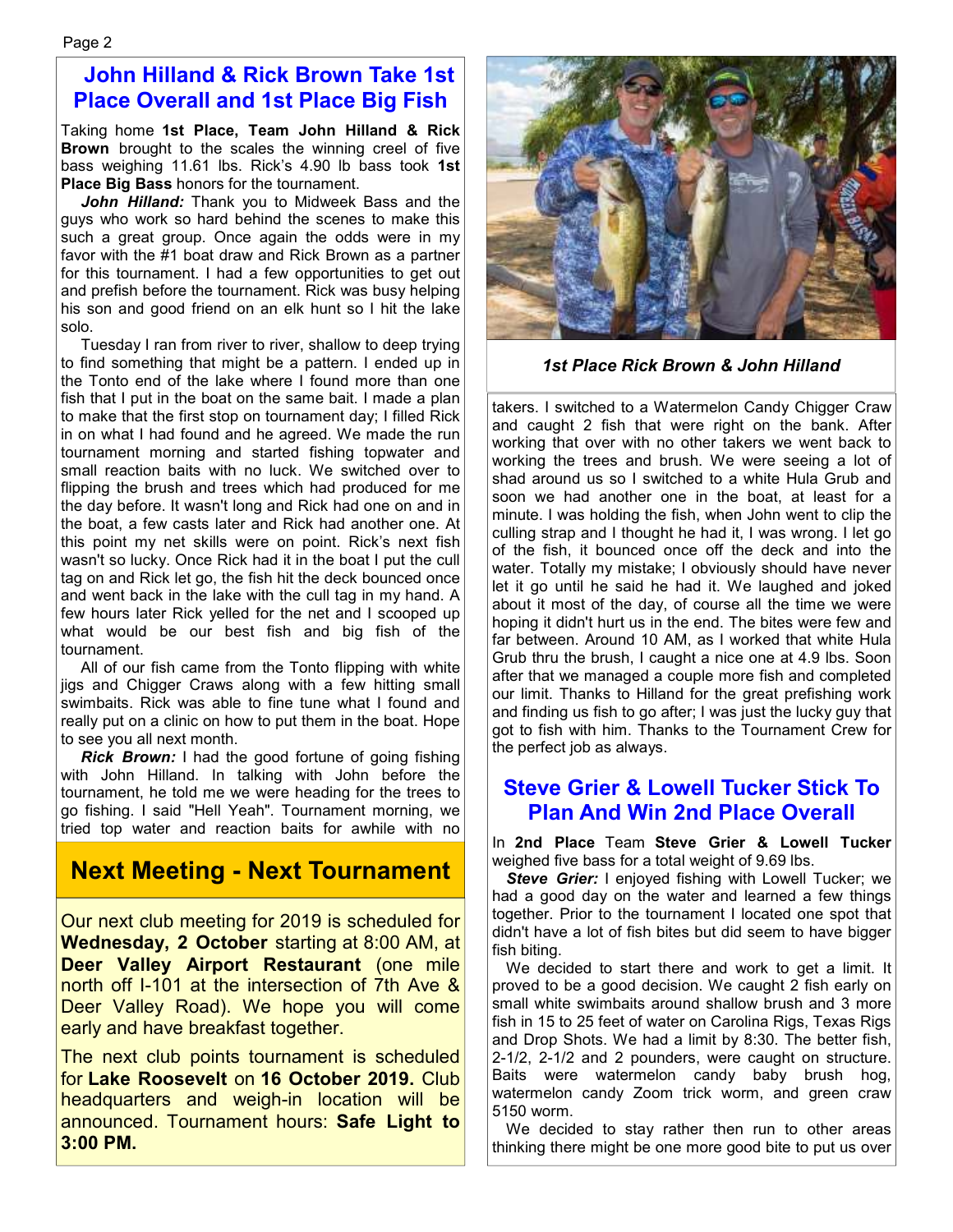## John Hilland & Rick Brown Take 1st Place Overall and 1st Place Big Fish

Taking home **1st Place, Team John Hilland & Rick Brown** brought to the scales the winning creel of five bass weighing 11.61 lbs. Rick's 4.90 lb bass took **1st Place Big Bass** honors for the tournament.

***John Hilland:*** Thank you to Midweek Bass and the guys who work so hard behind the scenes to make this such a great group. Once again the odds were in my favor with the #1 boat draw and Rick Brown as a partner for this tournament. I had a few opportunities to get out and prefish before the tournament. Rick was busy helping his son and good friend on an elk hunt so I hit the lake solo.

Tuesday I ran from river to river, shallow to deep trying to find something that might be a pattern. I ended up in the Tonto end of the lake where I found more than one fish that I put in the boat on the same bait. I made a plan to make that the first stop on tournament day; I filled Rick in on what I had found and he agreed. We made the run tournament morning and started fishing topwater and small reaction baits with no luck. We switched over to flipping the brush and trees which had produced for me the day before. It wasn't long and Rick had one on and in the boat, a few casts later and Rick had another one. At this point my net skills were on point. Rick's next fish wasn't so lucky. Once Rick had it in the boat I put the cull tag on and Rick let go, the fish hit the deck bounced once and went back in the lake with the cull tag in my hand. A few hours later Rick yelled for the net and I scooped up what would be our best fish and big fish of the tournament.

All of our fish came from the Tonto flipping with white jigs and Chigger Craws along with a few hitting small swimbaits. Rick was able to fine tune what I found and really put on a clinic on how to put them in the boat. Hope to see you all next month.

***Rick Brown:*** I had the good fortune of going fishing with John Hilland. In talking with John before the tournament, he told me we were heading for the trees to go fishing. I said "Hell Yeah". Tournament morning, we tried top water and reaction baits for awhile with no takers. I switched to a Watermelon Candy Chigger Craw and caught 2 fish that were right on the bank. After working that over with no other takers we went back to working the trees and brush. We were seeing a lot of shad around us so I switched to a white Hula Grub and soon we had another one in the boat, at least for a minute. I was holding the fish, when John went to clip the culling strap and I thought he had it, I was wrong. I let go of the fish, it bounced once off the deck and into the water. Totally my mistake; I obviously should have never let it go until he said he had it. We laughed and joked about it most of the day, of course all the time we were hoping it didn't hurt us in the end. The bites were few and far between. Around 10 AM, as I worked that white Hula Grub thru the brush, I caught a nice one at 4.9 lbs. Soon after that we managed a couple more fish and completed our limit. Thanks to Hilland for the great prefishing work and finding us fish to go after; I was just the lucky guy that got to fish with him. Thanks to the Tournament Crew for the perfect job as always.

*1st Place Rick Brown & John Hilland*

## Next Meeting - Next Tournament

Our next club meeting for 2019 is scheduled for **Wednesday, 2 October** starting at 8:00 AM, at **Deer Valley Airport Restaurant** (one mile north off I-101 at the intersection of 7th Ave & Deer Valley Road). We hope you will come early and have breakfast together.

The next club points tournament is scheduled for **Lake Roosevelt** on **16 October 2019.** Club headquarters and weigh-in location will be announced. Tournament hours: **Safe Light to 3:00 PM.**

## Steve Grier & Lowell Tucker Stick To Plan And Win 2nd Place Overall

In **2nd Place** Team **Steve Grier & Lowell Tucker** weighed five bass for a total weight of 9.69 lbs.

***Steve Grier:*** I enjoyed fishing with Lowell Tucker; we had a good day on the water and learned a few things together. Prior to the tournament I located one spot that didn't have a lot of fish bites but did seem to have bigger fish biting.

We decided to start there and work to get a limit. It proved to be a good decision. We caught 2 fish early on small white swimbaits around shallow brush and 3 more fish in 15 to 25 feet of water on Carolina Rigs, Texas Rigs and Drop Shots. We had a limit by 8:30. The better fish, 2-1/2, 2-1/2 and 2 pounders, were caught on structure. Baits were watermelon candy baby brush hog, watermelon candy Zoom trick worm, and green craw 5150 worm.

We decided to stay rather then run to other areas thinking there might be one more good bite to put us over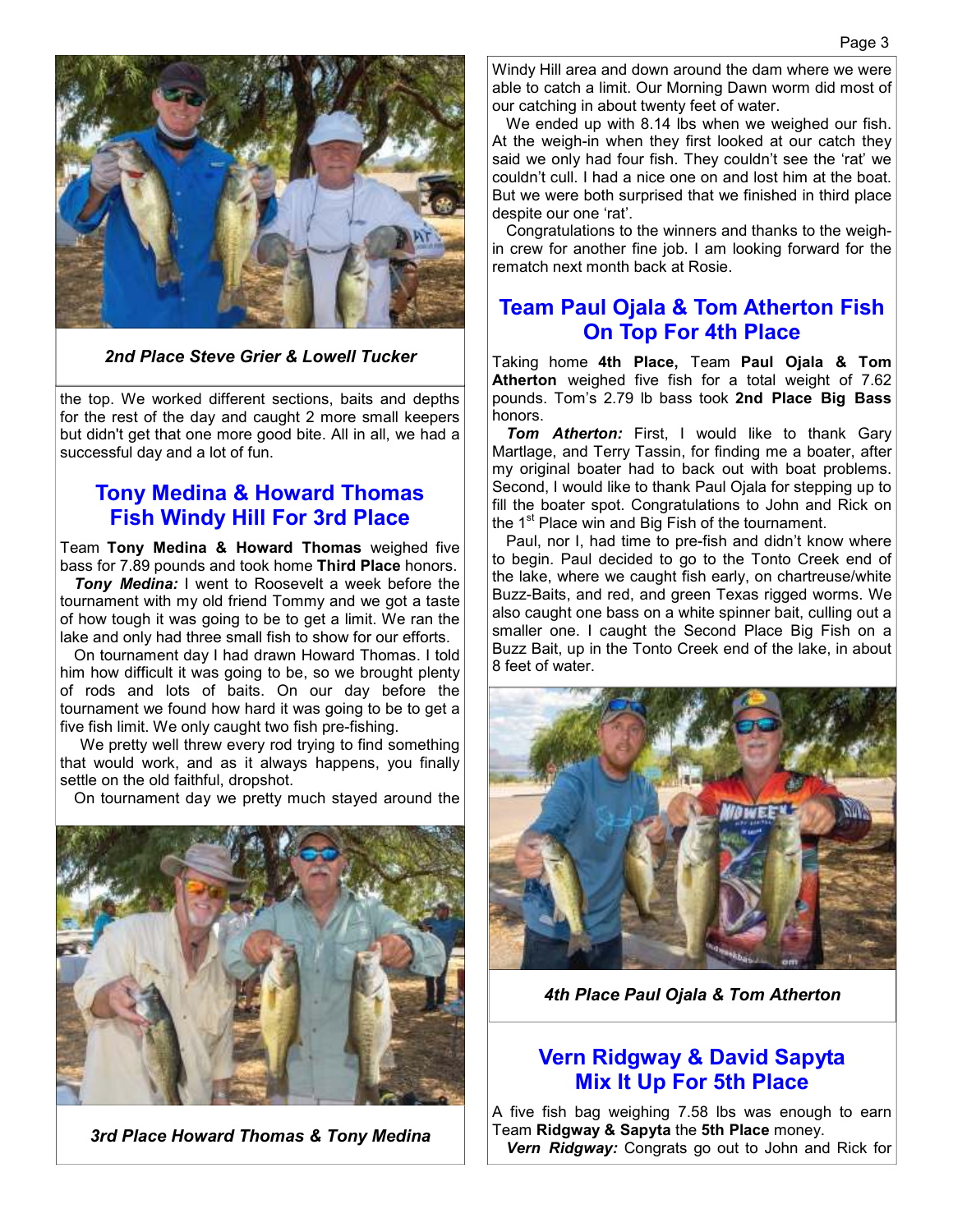*2nd Place Steve Grier & Lowell Tucker*

the top. We worked different sections, baits and depths for the rest of the day and caught 2 more small keepers but didn't get that one more good bite. All in all, we had a successful day and a lot of fun.

## Tony Medina & Howard Thomas Fish Windy Hill For 3rd Place

Team **Tony Medina & Howard Thomas** weighed five bass for 7.89 pounds and took home **Third Place** honors.

***Tony Medina:*** I went to Roosevelt a week before the tournament with my old friend Tommy and we got a taste of how tough it was going to be to get a limit. We ran the lake and only had three small fish to show for our efforts.

On tournament day I had drawn Howard Thomas. I told him how difficult it was going to be, so we brought plenty of rods and lots of baits. On our day before the tournament we found how hard it was going to be to get a five fish limit. We only caught two fish pre-fishing.

We pretty well threw every rod trying to find something that would work, and as it always happens, you finally settle on the old faithful, dropshot.

On tournament day we pretty much stayed around the Windy Hill area and down around the dam where we were able to catch a limit. Our Morning Dawn worm did most of our catching in about twenty feet of water.

We ended up with 8.14 lbs when we weighed our fish. At the weigh-in when they first looked at our catch they said we only had four fish. They couldn't see the 'rat' we couldn't cull. I had a nice one on and lost him at the boat. But we were both surprised that we finished in third place despite our one 'rat'.

Congratulations to the winners and thanks to the weigh-in crew for another fine job. I am looking forward for the rematch next month back at Rosie.

*3rd Place Howard Thomas & Tony Medina*

## Team Paul Ojala & Tom Atherton Fish On Top For 4th Place

Taking home **4th Place,** Team **Paul Ojala & Tom Atherton** weighed five fish for a total weight of 7.62 pounds. Tom's 2.79 lb bass took **2nd Place Big Bass** honors.

***Tom Atherton:*** First, I would like to thank Gary Martlage, and Terry Tassin, for finding me a boater, after my original boater had to back out with boat problems. Second, I would like to thank Paul Ojala for stepping up to fill the boater spot. Congratulations to John and Rick on the 1st Place win and Big Fish of the tournament.

Paul, nor I, had time to pre-fish and didn't know where to begin. Paul decided to go to the Tonto Creek end of the lake, where we caught fish early, on chartreuse/white Buzz-Baits, and red, and green Texas rigged worms. We also caught one bass on a white spinner bait, culling out a smaller one. I caught the Second Place Big Fish on a Buzz Bait, up in the Tonto Creek end of the lake, in about 8 feet of water.

*4th Place Paul Ojala & Tom Atherton*

## Vern Ridgway & David Sapyta Mix It Up For 5th Place

A five fish bag weighing 7.58 lbs was enough to earn Team **Ridgway & Sapyta** the **5th Place** money.

***Vern Ridgway:*** Congrats go out to John and Rick for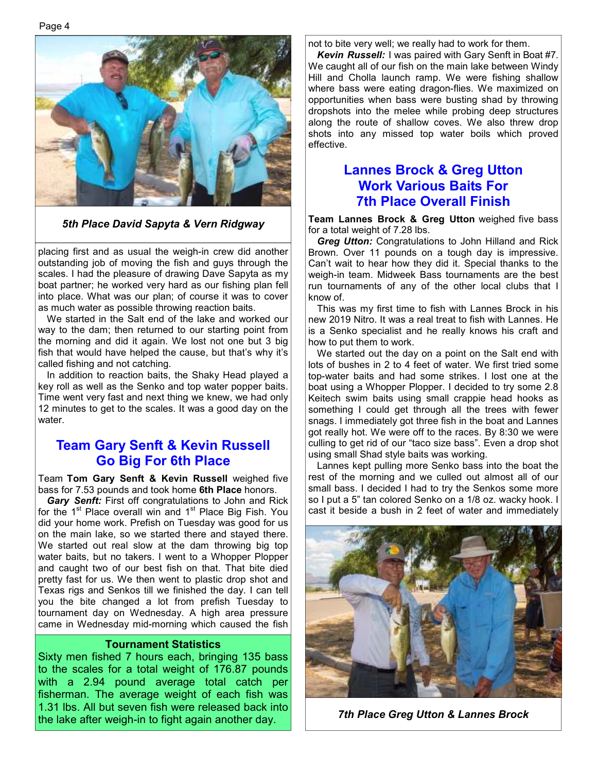*5th Place David Sapyta & Vern Ridgway*

placing first and as usual the weigh-in crew did another outstanding job of moving the fish and guys through the scales. I had the pleasure of drawing Dave Sapyta as my boat partner; he worked very hard as our fishing plan fell into place. What was our plan; of course it was to cover as much water as possible throwing reaction baits.

We started in the Salt end of the lake and worked our way to the dam; then returned to our starting point from the morning and did it again. We lost not one but 3 big fish that would have helped the cause, but that's why it's called fishing and not catching.

In addition to reaction baits, the Shaky Head played a key roll as well as the Senko and top water popper baits. Time went very fast and next thing we knew, we had only 12 minutes to get to the scales. It was a good day on the water.

## Team Gary Senft & Kevin Russell Go Big For 6th Place

Team **Tom Gary Senft & Kevin Russell** weighed five bass for 7.53 pounds and took home **6th Place** honors.

***Gary Senft:*** First off congratulations to John and Rick for the 1st Place overall win and 1st Place Big Fish. You did your home work. Prefish on Tuesday was good for us on the main lake, so we started there and stayed there. We started out real slow at the dam throwing big top water baits, but no takers. I went to a Whopper Plopper and caught two of our best fish on that. That bite died pretty fast for us. We then went to plastic drop shot and Texas rigs and Senkos till we finished the day. I can tell you the bite changed a lot from prefish Tuesday to tournament day on Wednesday. A high area pressure came in Wednesday mid-morning which caused the fish not to bite very well; we really had to work for them.

***Kevin Russell:*** I was paired with Gary Senft in Boat #7. We caught all of our fish on the main lake between Windy Hill and Cholla launch ramp. We were fishing shallow where bass were eating dragon-flies. We maximized on opportunities when bass were busting shad by throwing dropshots into the melee while probing deep structures along the route of shallow coves. We also threw drop shots into any missed top water boils which proved effective.

**Tournament Statistics**

Sixty men fished 7 hours each, bringing 135 bass to the scales for a total weight of 176.87 pounds with a 2.94 pound average total catch per fisherman. The average weight of each fish was 1.31 lbs. All but seven fish were released back into the lake after weigh-in to fight again another day.

## Lannes Brock & Greg Utton Work Various Baits For 7th Place Overall Finish

**Team Lannes Brock & Greg Utton** weighed five bass for a total weight of 7.28 lbs.

***Greg Utton:*** Congratulations to John Hilland and Rick Brown. Over 11 pounds on a tough day is impressive. Can't wait to hear how they did it. Special thanks to the weigh-in team. Midweek Bass tournaments are the best run tournaments of any of the other local clubs that I know of.

This was my first time to fish with Lannes Brock in his new 2019 Nitro. It was a real treat to fish with Lannes. He is a Senko specialist and he really knows his craft and how to put them to work.

We started out the day on a point on the Salt end with lots of bushes in 2 to 4 feet of water. We first tried some top-water baits and had some strikes. I lost one at the boat using a Whopper Plopper. I decided to try some 2.8 Keitech swim baits using small crappie head hooks as something I could get through all the trees with fewer snags. I immediately got three fish in the boat and Lannes got really hot. We were off to the races. By 8:30 we were culling to get rid of our "taco size bass". Even a drop shot using small Shad style baits was working.

Lannes kept pulling more Senko bass into the boat the rest of the morning and we culled out almost all of our small bass. I decided I had to try the Senkos some more so I put a 5" tan colored Senko on a 1/8 oz. wacky hook. I cast it beside a bush in 2 feet of water and immediately

*7th Place Greg Utton & Lannes Brock*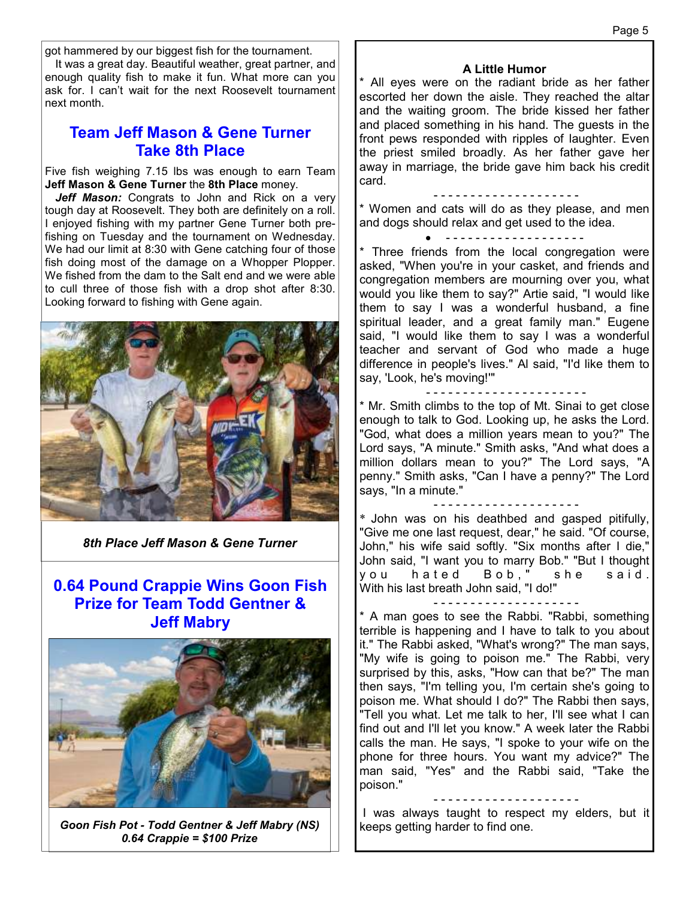got hammered by our biggest fish for the tournament.

It was a great day. Beautiful weather, great partner, and enough quality fish to make it fun. What more can you ask for. I can't wait for the next Roosevelt tournament next month.

## Team Jeff Mason & Gene Turner Take 8th Place

Five fish weighing 7.15 lbs was enough to earn Team **Jeff Mason & Gene Turner** the **8th Place** money.

***Jeff Mason:*** Congrats to John and Rick on a very tough day at Roosevelt. They both are definitely on a roll. I enjoyed fishing with my partner Gene Turner both pre-fishing on Tuesday and the tournament on Wednesday. We had our limit at 8:30 with Gene catching four of those fish doing most of the damage on a Whopper Plopper. We fished from the dam to the Salt end and we were able to cull three of those fish with a drop shot after 8:30. Looking forward to fishing with Gene again.

*8th Place Jeff Mason & Gene Turner*

## 0.64 Pound Crappie Wins Goon Fish Prize for Team Todd Gentner & Jeff Mabry

*Goon Fish Pot - Todd Gentner & Jeff Mabry (NS)*
*0.64 Crappie = $100 Prize*

### A Little Humor

* All eyes were on the radiant bride as her father escorted her down the aisle. They reached the altar and the waiting groom. The bride kissed her father and placed something in his hand. The guests in the front pews responded with ripples of laughter. Even the priest smiled broadly. As her father gave her away in marriage, the bride gave him back his credit card.

- - - - - - - - - - - - - - - - - - - -

* Women and cats will do as they please, and men and dogs should relax and get used to the idea.

- - - - - - - - - - - - - - - - - - - -

* Three friends from the local congregation were asked, "When you're in your casket, and friends and congregation members are mourning over you, what would you like them to say?" Artie said, "I would like them to say I was a wonderful husband, a fine spiritual leader, and a great family man." Eugene said, "I would like them to say I was a wonderful teacher and servant of God who made a huge difference in people's lives." Al said, "I'd like them to say, 'Look, he's moving!'"

- - - - - - - - - - - - - - - - - - - - - -

* Mr. Smith climbs to the top of Mt. Sinai to get close enough to talk to God. Looking up, he asks the Lord. "God, what does a million years mean to you?" The Lord says, "A minute." Smith asks, "And what does a million dollars mean to you?" The Lord says, "A penny." Smith asks, "Can I have a penny?" The Lord says, "In a minute."

- - - - - - - - - - - - - - - - - - - -

* John was on his deathbed and gasped pitifully, "Give me one last request, dear," he said. "Of course, John," his wife said softly. "Six months after I die," John said, "I want you to marry Bob." "But I thought you hated Bob," she said. With his last breath John said, "I do!"

- - - - - - - - - - - - - - - - - - - -

* A man goes to see the Rabbi. "Rabbi, something terrible is happening and I have to talk to you about it." The Rabbi asked, "What's wrong?" The man says, "My wife is going to poison me." The Rabbi, very surprised by this, asks, "How can that be?" The man then says, "I'm telling you, I'm certain she's going to poison me. What should I do?" The Rabbi then says, "Tell you what. Let me talk to her, I'll see what I can find out and I'll let you know." A week later the Rabbi calls the man. He says, "I spoke to your wife on the phone for three hours. You want my advice?" The man said, "Yes" and the Rabbi said, "Take the poison."

- - - - - - - - - - - - - - - - - - - -

I was always taught to respect my elders, but it keeps getting harder to find one.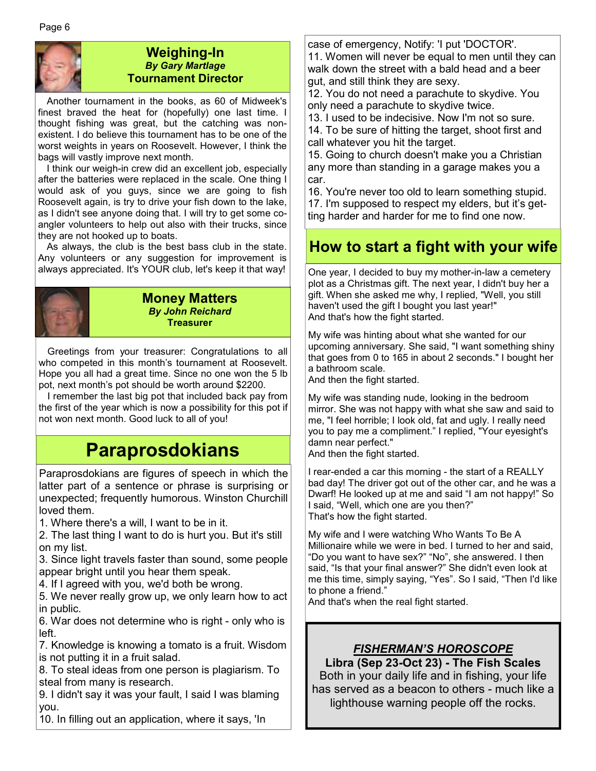## Weighing-In

***By Gary Martlage***

**Tournament Director**

Another tournament in the books, as 60 of Midweek's finest braved the heat for (hopefully) one last time. I thought fishing was great, but the catching was non-existent. I do believe this tournament has to be one of the worst weights in years on Roosevelt. However, I think the bags will vastly improve next month.

I think our weigh-in crew did an excellent job, especially after the batteries were replaced in the scale. One thing I would ask of you guys, since we are going to fish Roosevelt again, is try to drive your fish down to the lake, as I didn't see anyone doing that. I will try to get some co-angler volunteers to help out also with their trucks, since they are not hooked up to boats.

As always, the club is the best bass club in the state. Any volunteers or any suggestion for improvement is always appreciated. It's YOUR club, let's keep it that way!

## Money Matters

***By John Reichard***

**Treasurer**

Greetings from your treasurer: Congratulations to all who competed in this month's tournament at Roosevelt. Hope you all had a great time. Since no one won the 5 lb pot, next month's pot should be worth around $2200.

I remember the last big pot that included back pay from the first of the year which is now a possibility for this pot if not won next month. Good luck to all of you!

## Paraprosdokians

Paraprosdokians are figures of speech in which the latter part of a sentence or phrase is surprising or unexpected; frequently humorous. Winston Churchill loved them.

1. Where there's a will, I want to be in it.
2. The last thing I want to do is hurt you. But it's still on my list.
3. Since light travels faster than sound, some people appear bright until you hear them speak.
4. If I agreed with you, we'd both be wrong.
5. We never really grow up, we only learn how to act in public.
6. War does not determine who is right - only who is left.
7. Knowledge is knowing a tomato is a fruit. Wisdom is not putting it in a fruit salad.
8. To steal ideas from one person is plagiarism. To steal from many is research.
9. I didn't say it was your fault, I said I was blaming you.
10. In filling out an application, where it says, 'In case of emergency, Notify: 'I put 'DOCTOR'.
11. Women will never be equal to men until they can walk down the street with a bald head and a beer gut, and still think they are sexy.
12. You do not need a parachute to skydive. You only need a parachute to skydive twice.
13. I used to be indecisive. Now I'm not so sure.
14. To be sure of hitting the target, shoot first and call whatever you hit the target.
15. Going to church doesn't make you a Christian any more than standing in a garage makes you a car.
16. You're never too old to learn something stupid.
17. I'm supposed to respect my elders, but it's getting harder and harder for me to find one now.

## How to start a fight with your wife

One year, I decided to buy my mother-in-law a cemetery plot as a Christmas gift. The next year, I didn't buy her a gift. When she asked me why, I replied, "Well, you still haven't used the gift I bought you last year!"
And that's how the fight started.

My wife was hinting about what she wanted for our upcoming anniversary. She said, "I want something shiny that goes from 0 to 165 in about 2 seconds." I bought her a bathroom scale.
And then the fight started.

My wife was standing nude, looking in the bedroom mirror. She was not happy with what she saw and said to me, "I feel horrible; I look old, fat and ugly. I really need you to pay me a compliment." I replied, "Your eyesight's damn near perfect."
And then the fight started.

I rear-ended a car this morning - the start of a REALLY bad day! The driver got out of the other car, and he was a Dwarf! He looked up at me and said "I am not happy!" So I said, "Well, which one are you then?"
That's how the fight started.

My wife and I were watching Who Wants To Be A Millionaire while we were in bed. I turned to her and said, "Do you want to have sex?" "No", she answered. I then said, "Is that your final answer?" She didn't even look at me this time, simply saying, "Yes". So I said, "Then I'd like to phone a friend."
And that's when the real fight started.

### *FISHERMAN'S HOROSCOPE*

**Libra (Sep 23-Oct 23) - The Fish Scales**

Both in your daily life and in fishing, your life has served as a beacon to others - much like a lighthouse warning people off the rocks.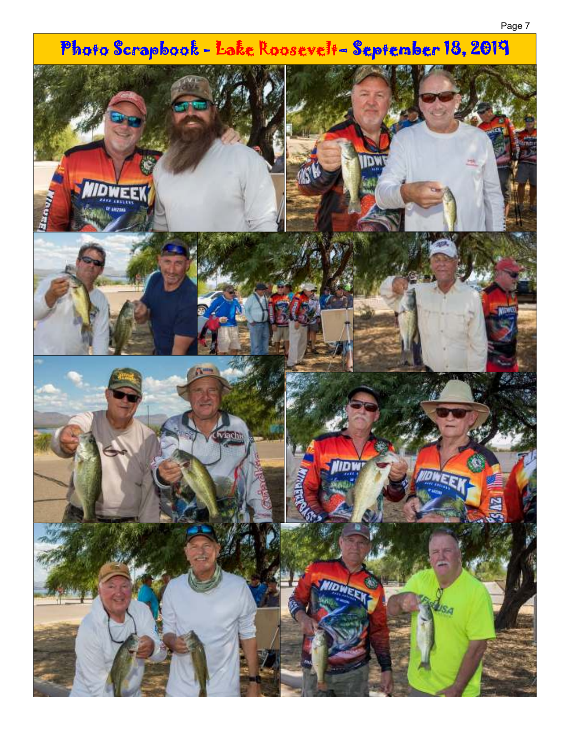# Photo Scrapbook - Lake Roosevelt- September 18, 2019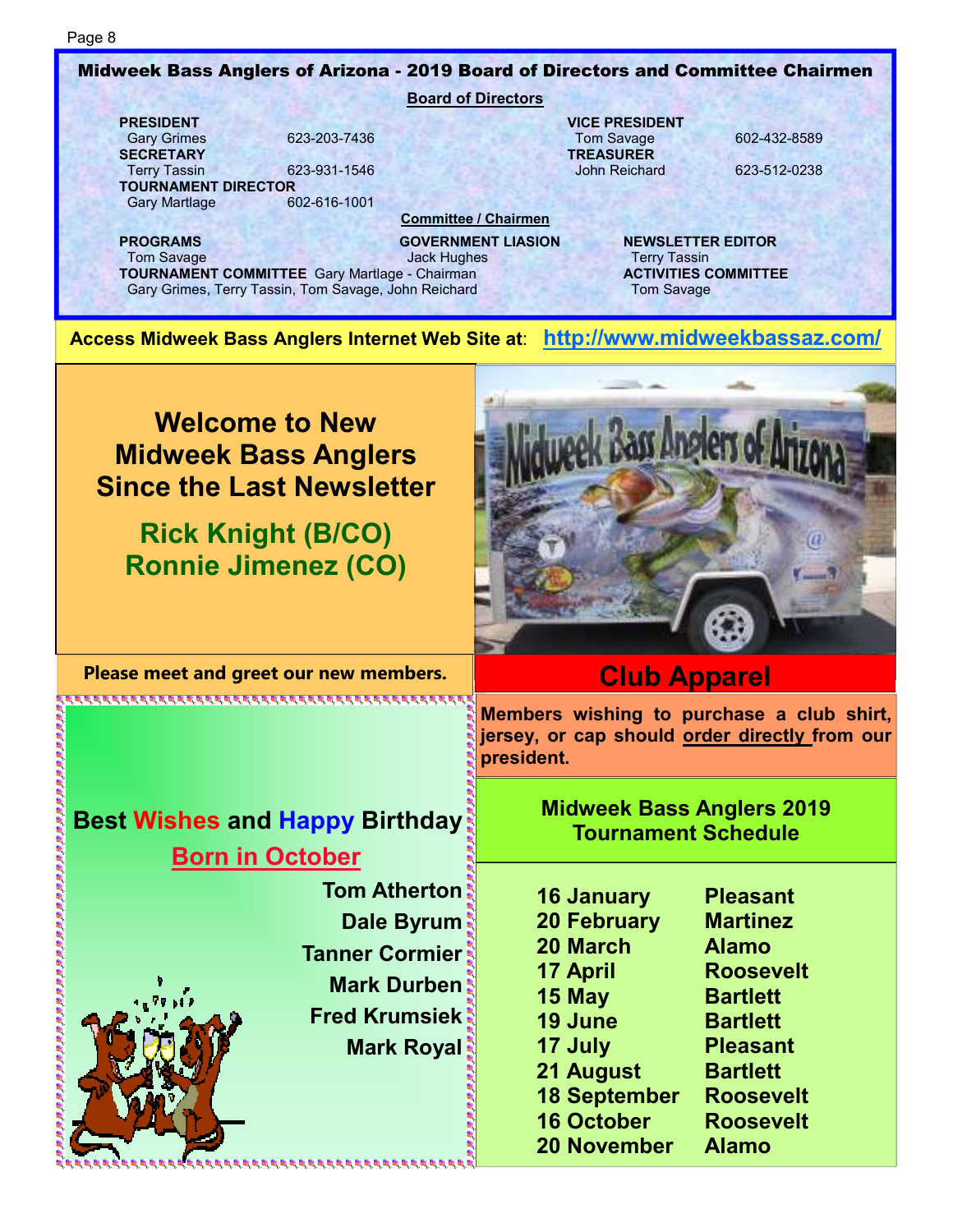## Midweek Bass Anglers of Arizona - 2019 Board of Directors and Committee Chairmen

### Board of Directors

**PRESIDENT**
Gary Grimes 623-203-7436

**VICE PRESIDENT**
Tom Savage 602-432-8589

**SECRETARY**
Terry Tassin 623-931-1546

**TREASURER**
John Reichard 623-512-0238

**TOURNAMENT DIRECTOR**
Gary Martlage 602-616-1001

### Committee / Chairmen

**PROGRAMS**
Tom Savage

**GOVERNMENT LIASION**
Jack Hughes

**NEWSLETTER EDITOR**
Terry Tassin

**TOURNAMENT COMMITTEE** Gary Martlage - Chairman
Gary Grimes, Terry Tassin, Tom Savage, John Reichard

**ACTIVITIES COMMITTEE**
Tom Savage

**Access Midweek Bass Anglers Internet Web Site at**: http://www.midweekbassaz.com/

## Welcome to New Midweek Bass Anglers Since the Last Newsletter

**Rick Knight (B/CO)**
**Ronnie Jimenez (CO)**

**Please meet and greet our new members.**

## Club Apparel

**Members wishing to purchase a club shirt, jersey, or cap should order directly from our president.**

## Best Wishes and Happy Birthday

### Born in October

Tom Atherton
Dale Byrum
Tanner Cormier
Mark Durben
Fred Krumsiek
Mark Royal

## Midweek Bass Anglers 2019 Tournament Schedule

| | |
|---|---|
| 16 January | Pleasant |
| 20 February | Martinez |
| 20 March | Alamo |
| 17 April | Roosevelt |
| 15 May | Bartlett |
| 19 June | Bartlett |
| 17 July | Pleasant |
| 21 August | Bartlett |
| 18 September | Roosevelt |
| 16 October | Roosevelt |
| 20 November | Alamo |